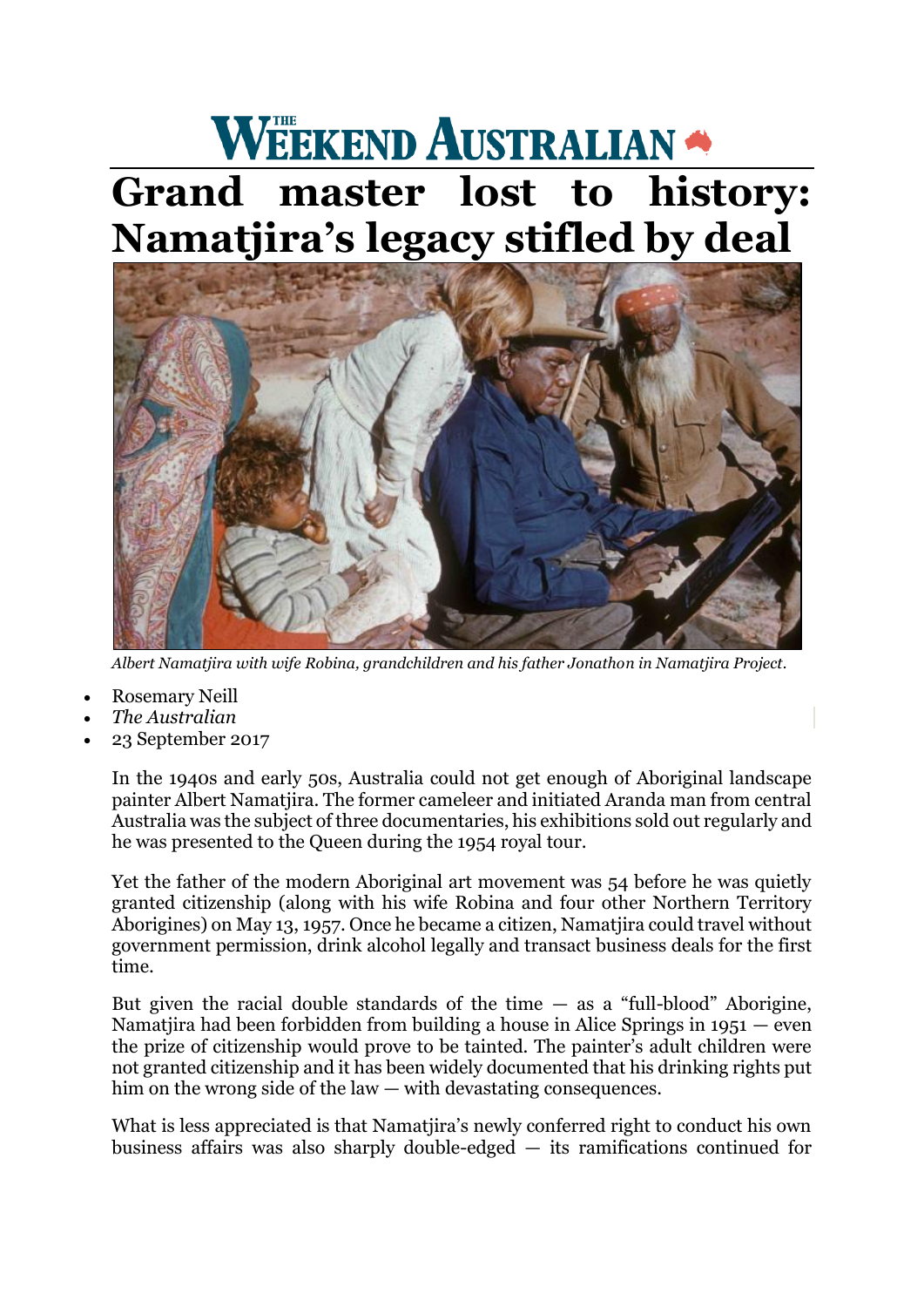# THE WEEKEND AUSTRALIAN

# Grand master lost to history: Namatjira's legacy stifled by deal

*Albert Namatjira with wife Robina, grandchildren and his father Jonathon in Namatjira Project.*

- Rosemary Neill
- *The Australian*
- 23 September 2017

In the 1940s and early 50s, Australia could not get enough of Aboriginal landscape painter Albert Namatjira. The former cameleer and initiated Aranda man from central Australia was the subject of three documentaries, his exhibitions sold out regularly and he was presented to the Queen during the 1954 royal tour.

Yet the father of the modern Aboriginal art movement was 54 before he was quietly granted citizenship (along with his wife Robina and four other Northern Territory Aborigines) on May 13, 1957. Once he became a citizen, Namatjira could travel without government permission, drink alcohol legally and transact business deals for the first time.

But given the racial double standards of the time — as a "full-blood" Aborigine, Namatjira had been forbidden from building a house in Alice Springs in 1951 — even the prize of citizenship would prove to be tainted. The painter's adult children were not granted citizenship and it has been widely documented that his drinking rights put him on the wrong side of the law — with devastating consequences.

What is less appreciated is that Namatjira's newly conferred right to conduct his own business affairs was also sharply double-edged — its ramifications continued for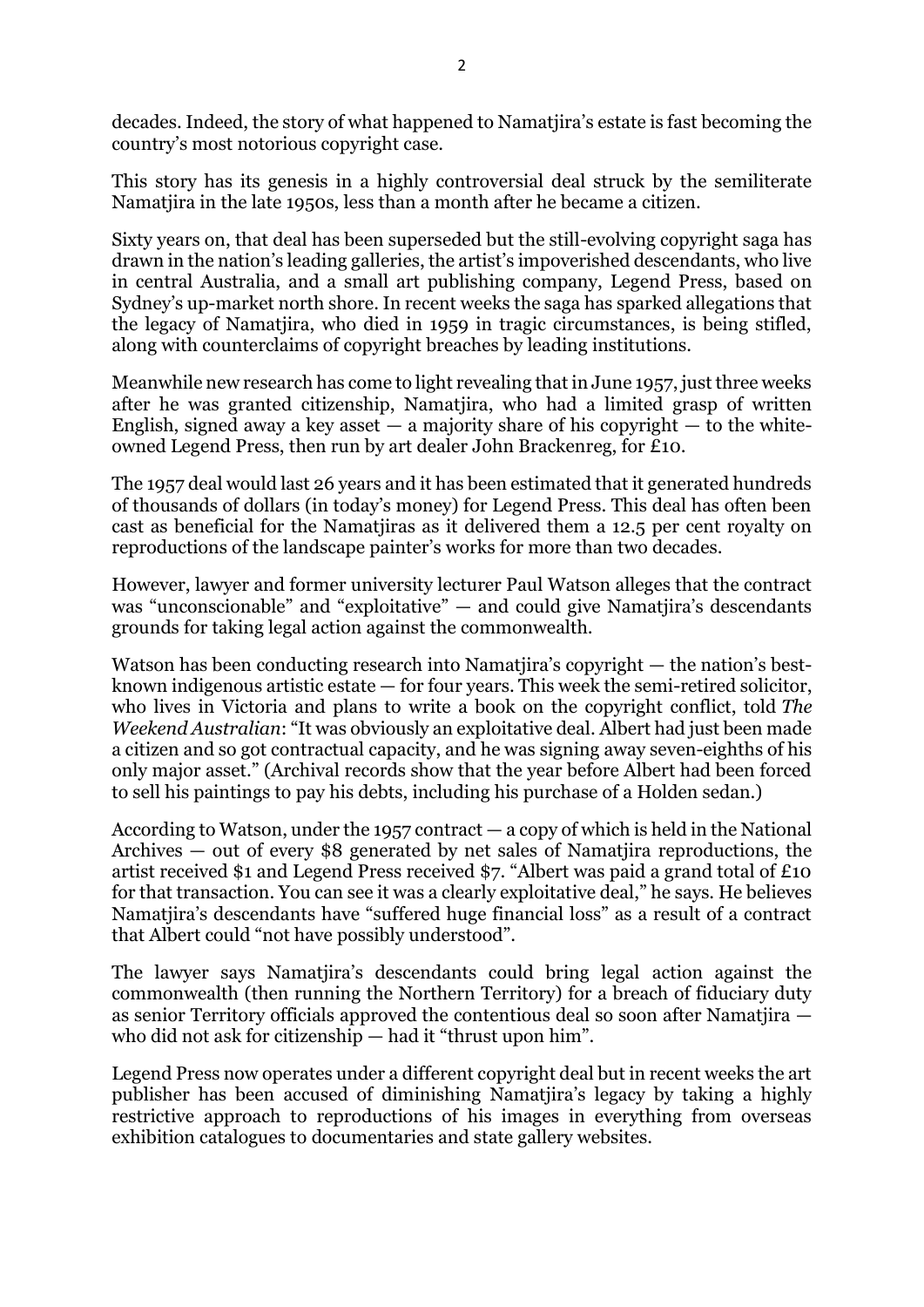decades. Indeed, the story of what happened to Namatjira's estate is fast becoming the country's most notorious copyright case.

This story has its genesis in a highly controversial deal struck by the semiliterate Namatjira in the late 1950s, less than a month after he became a citizen.

Sixty years on, that deal has been superseded but the still-evolving copyright saga has drawn in the nation's leading galleries, the artist's impoverished descendants, who live in central Australia, and a small art publishing company, Legend Press, based on Sydney's up-market north shore. In recent weeks the saga has sparked allegations that the legacy of Namatjira, who died in 1959 in tragic circumstances, is being stifled, along with counterclaims of copyright breaches by leading institutions.

Meanwhile new research has come to light revealing that in June 1957, just three weeks after he was granted citizenship, Namatjira, who had a limited grasp of written English, signed away a key asset — a majority share of his copyright — to the white-owned Legend Press, then run by art dealer John Brackenreg, for £10.

The 1957 deal would last 26 years and it has been estimated that it generated hundreds of thousands of dollars (in today's money) for Legend Press. This deal has often been cast as beneficial for the Namatjiras as it delivered them a 12.5 per cent royalty on reproductions of the landscape painter's works for more than two decades.

However, lawyer and former university lecturer Paul Watson alleges that the contract was "unconscionable" and "exploitative" — and could give Namatjira's descendants grounds for taking legal action against the commonwealth.

Watson has been conducting research into Namatjira's copyright — the nation's best-known indigenous artistic estate — for four years. This week the semi-retired solicitor, who lives in Victoria and plans to write a book on the copyright conflict, told *The Weekend Australian*: "It was obviously an exploitative deal. Albert had just been made a citizen and so got contractual capacity, and he was signing away seven-eighths of his only major asset." (Archival records show that the year before Albert had been forced to sell his paintings to pay his debts, including his purchase of a Holden sedan.)

According to Watson, under the 1957 contract — a copy of which is held in the National Archives — out of every $8 generated by net sales of Namatjira reproductions, the artist received $1 and Legend Press received $7. "Albert was paid a grand total of £10 for that transaction. You can see it was a clearly exploitative deal," he says. He believes Namatjira's descendants have "suffered huge financial loss" as a result of a contract that Albert could "not have possibly understood".

The lawyer says Namatjira's descendants could bring legal action against the commonwealth (then running the Northern Territory) for a breach of fiduciary duty as senior Territory officials approved the contentious deal so soon after Namatjira — who did not ask for citizenship — had it "thrust upon him".

Legend Press now operates under a different copyright deal but in recent weeks the art publisher has been accused of diminishing Namatjira's legacy by taking a highly restrictive approach to reproductions of his images in everything from overseas exhibition catalogues to documentaries and state gallery websites.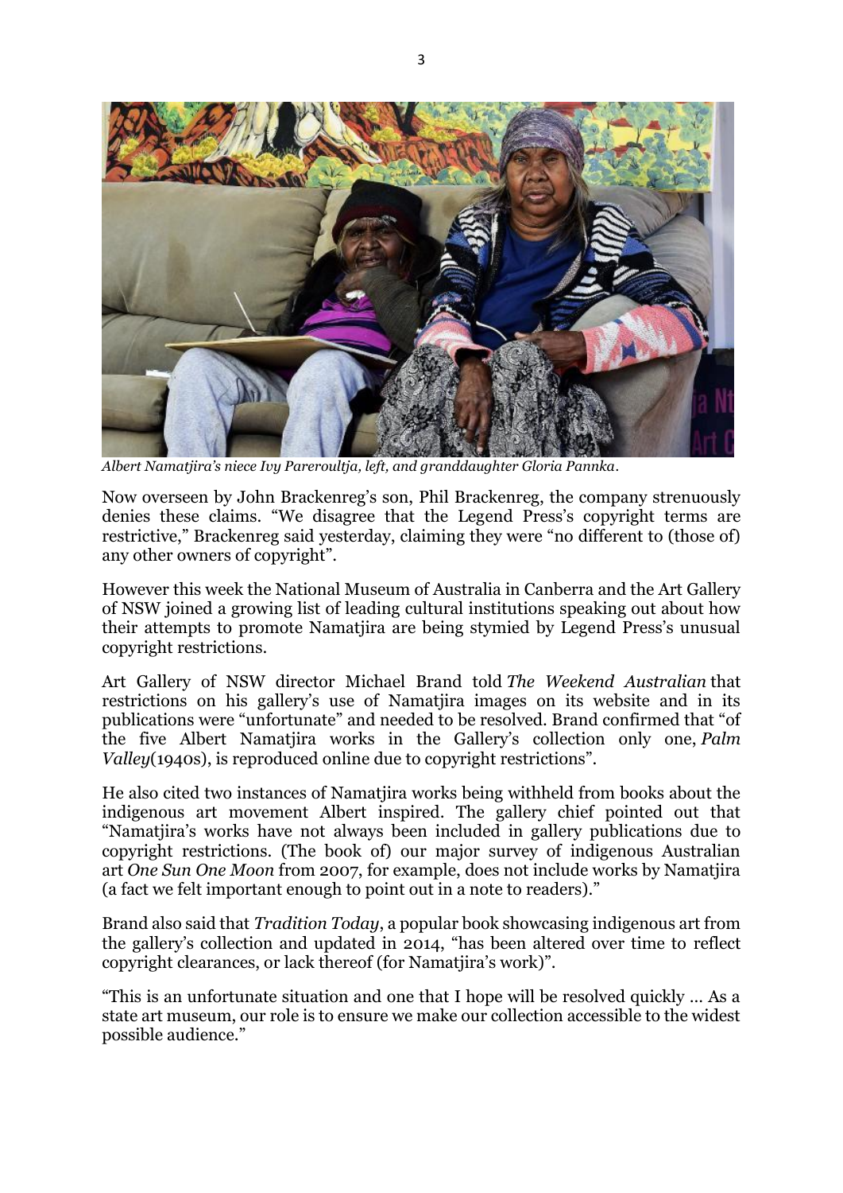*Albert Namatjira's niece Ivy Pareroultja, left, and granddaughter Gloria Pannka.*

Now overseen by John Brackenreg's son, Phil Brackenreg, the company strenuously denies these claims. "We disagree that the Legend Press's copyright terms are restrictive," Brackenreg said yesterday, claiming they were "no different to (those of) any other owners of copyright".

However this week the National Museum of Australia in Canberra and the Art Gallery of NSW joined a growing list of leading cultural institutions speaking out about how their attempts to promote Namatjira are being stymied by Legend Press's unusual copyright restrictions.

Art Gallery of NSW director Michael Brand told *The Weekend Australian* that restrictions on his gallery's use of Namatjira images on its website and in its publications were "unfortunate" and needed to be resolved. Brand confirmed that "of the five Albert Namatjira works in the Gallery's collection only one, *Palm Valley*(1940s), is reproduced online due to copyright restrictions".

He also cited two instances of Namatjira works being withheld from books about the indigenous art movement Albert inspired. The gallery chief pointed out that "Namatjira's works have not always been included in gallery publications due to copyright restrictions. (The book of) our major survey of indigenous Australian art *One Sun One Moon* from 2007, for example, does not include works by Namatjira (a fact we felt important enough to point out in a note to readers)."

Brand also said that *Tradition Today*, a popular book showcasing indigenous art from the gallery's collection and updated in 2014, "has been altered over time to reflect copyright clearances, or lack thereof (for Namatjira's work)".

"This is an unfortunate situation and one that I hope will be resolved quickly … As a state art museum, our role is to ensure we make our collection accessible to the widest possible audience."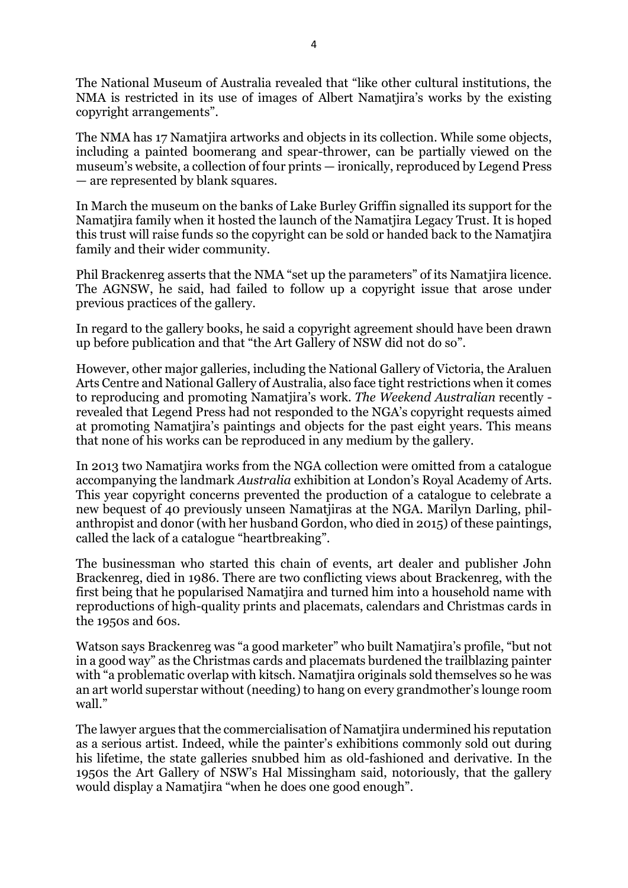The National Museum of Australia revealed that "like other cultural institutions, the NMA is restricted in its use of images of Albert Namatjira's works by the existing copyright arrangements".

The NMA has 17 Namatjira artworks and objects in its collection. While some objects, including a painted boomerang and spear-thrower, can be partially viewed on the museum's website, a collection of four prints — ironically, reproduced by Legend Press — are represented by blank squares.

In March the museum on the banks of Lake Burley Griffin signalled its support for the Namatjira family when it hosted the launch of the Namatjira Legacy Trust. It is hoped this trust will raise funds so the copyright can be sold or handed back to the Namatjira family and their wider community.

Phil Brackenreg asserts that the NMA "set up the parameters" of its Namatjira licence. The AGNSW, he said, had failed to follow up a copyright issue that arose under previous practices of the gallery.

In regard to the gallery books, he said a copyright agreement should have been drawn up before publication and that "the Art Gallery of NSW did not do so".

However, other major galleries, including the National Gallery of Victoria, the Araluen Arts Centre and National Gallery of Australia, also face tight restrictions when it comes to reproducing and promoting Namatjira's work. *The Weekend Australian* recently - revealed that Legend Press had not responded to the NGA's copyright requests aimed at promoting Namatjira's paintings and objects for the past eight years. This means that none of his works can be reproduced in any medium by the gallery.

In 2013 two Namatjira works from the NGA collection were omitted from a catalogue accompanying the landmark *Australia* exhibition at London's Royal Academy of Arts. This year copyright concerns prevented the production of a catalogue to celebrate a new bequest of 40 previously unseen Namatjiras at the NGA. Marilyn Darling, philanthropist and donor (with her husband Gordon, who died in 2015) of these paintings, called the lack of a catalogue "heartbreaking".

The businessman who started this chain of events, art dealer and publisher John Brackenreg, died in 1986. There are two conflicting views about Brackenreg, with the first being that he popularised Namatjira and turned him into a household name with reproductions of high-quality prints and placemats, calendars and Christmas cards in the 1950s and 60s.

Watson says Brackenreg was "a good marketer" who built Namatjira's profile, "but not in a good way" as the Christmas cards and placemats burdened the trailblazing painter with "a problematic overlap with kitsch. Namatjira originals sold themselves so he was an art world superstar without (needing) to hang on every grandmother's lounge room wall."

The lawyer argues that the commercialisation of Namatjira undermined his reputation as a serious artist. Indeed, while the painter's exhibitions commonly sold out during his lifetime, the state galleries snubbed him as old-fashioned and derivative. In the 1950s the Art Gallery of NSW's Hal Missingham said, notoriously, that the gallery would display a Namatjira "when he does one good enough".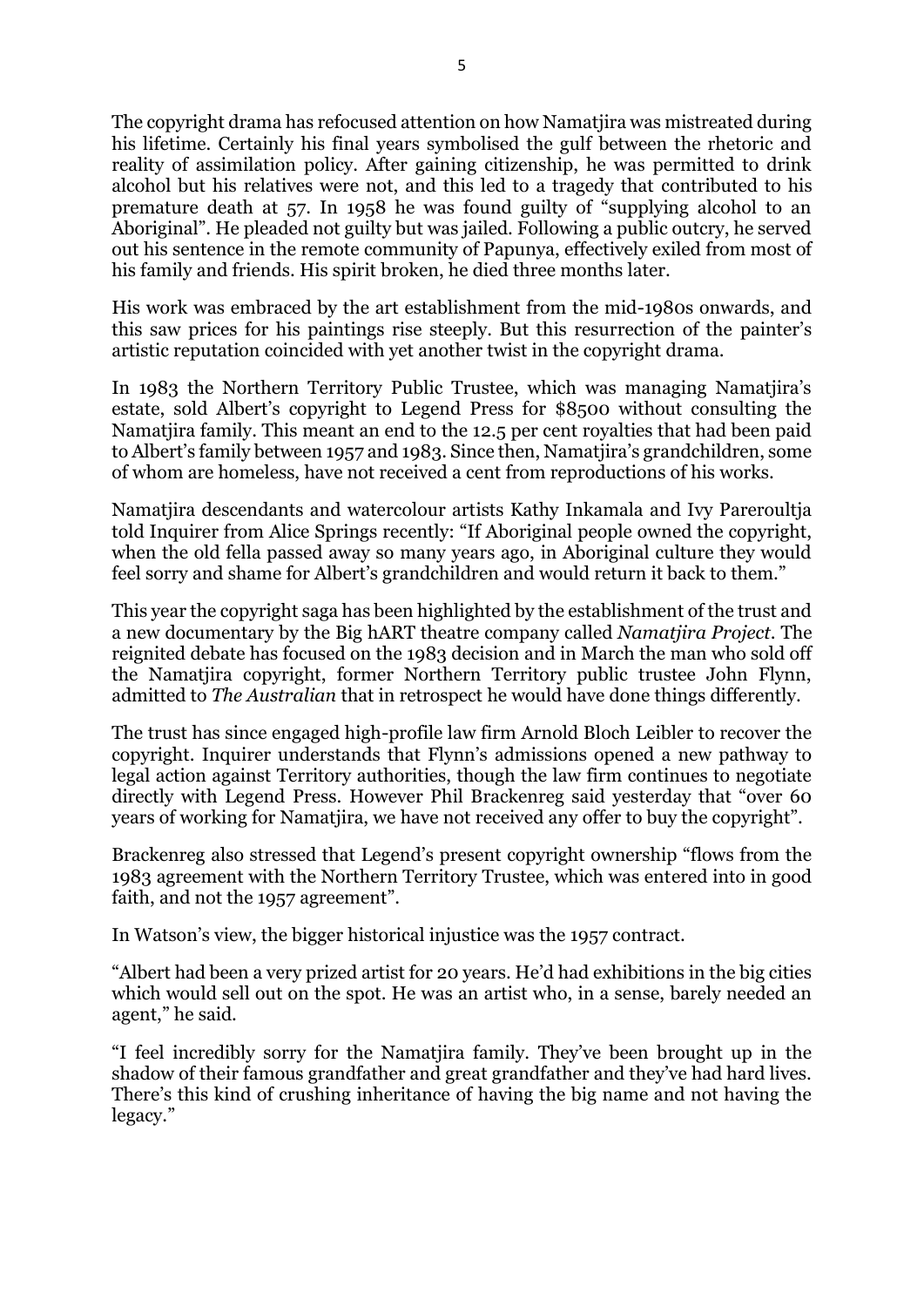The copyright drama has refocused attention on how Namatjira was mistreated during his lifetime. Certainly his final years symbolised the gulf between the rhetoric and reality of assimilation policy. After gaining citizenship, he was permitted to drink alcohol but his relatives were not, and this led to a tragedy that contributed to his premature death at 57. In 1958 he was found guilty of "supplying alcohol to an Aboriginal". He pleaded not guilty but was jailed. Following a public outcry, he served out his sentence in the remote community of Papunya, effectively exiled from most of his family and friends. His spirit broken, he died three months later.

His work was embraced by the art establishment from the mid-1980s onwards, and this saw prices for his paintings rise steeply. But this resurrection of the painter's artistic reputation coincided with yet another twist in the copyright drama.

In 1983 the Northern Territory Public Trustee, which was managing Namatjira's estate, sold Albert's copyright to Legend Press for $8500 without consulting the Namatjira family. This meant an end to the 12.5 per cent royalties that had been paid to Albert's family between 1957 and 1983. Since then, Namatjira's grandchildren, some of whom are homeless, have not received a cent from reproductions of his works.

Namatjira descendants and watercolour artists Kathy Inkamala and Ivy Pareroultja told Inquirer from Alice Springs recently: "If Aboriginal people owned the copyright, when the old fella passed away so many years ago, in Aboriginal culture they would feel sorry and shame for Albert's grandchildren and would return it back to them."

This year the copyright saga has been highlighted by the establishment of the trust and a new documentary by the Big hART theatre company called *Namatjira Project*. The reignited debate has focused on the 1983 decision and in March the man who sold off the Namatjira copyright, former Northern Territory public trustee John Flynn, admitted to *The Australian* that in retrospect he would have done things differently.

The trust has since engaged high-profile law firm Arnold Bloch Leibler to recover the copyright. Inquirer understands that Flynn's admissions opened a new pathway to legal action against Territory authorities, though the law firm continues to negotiate directly with Legend Press. However Phil Brackenreg said yesterday that "over 60 years of working for Namatjira, we have not received any offer to buy the copyright".

Brackenreg also stressed that Legend's present copyright ownership "flows from the 1983 agreement with the Northern Territory Trustee, which was entered into in good faith, and not the 1957 agreement".

In Watson's view, the bigger historical injustice was the 1957 contract.

"Albert had been a very prized artist for 20 years. He'd had exhibitions in the big cities which would sell out on the spot. He was an artist who, in a sense, barely needed an agent," he said.

"I feel incredibly sorry for the Namatjira family. They've been brought up in the shadow of their famous grandfather and great grandfather and they've had hard lives. There's this kind of crushing inheritance of having the big name and not having the legacy."